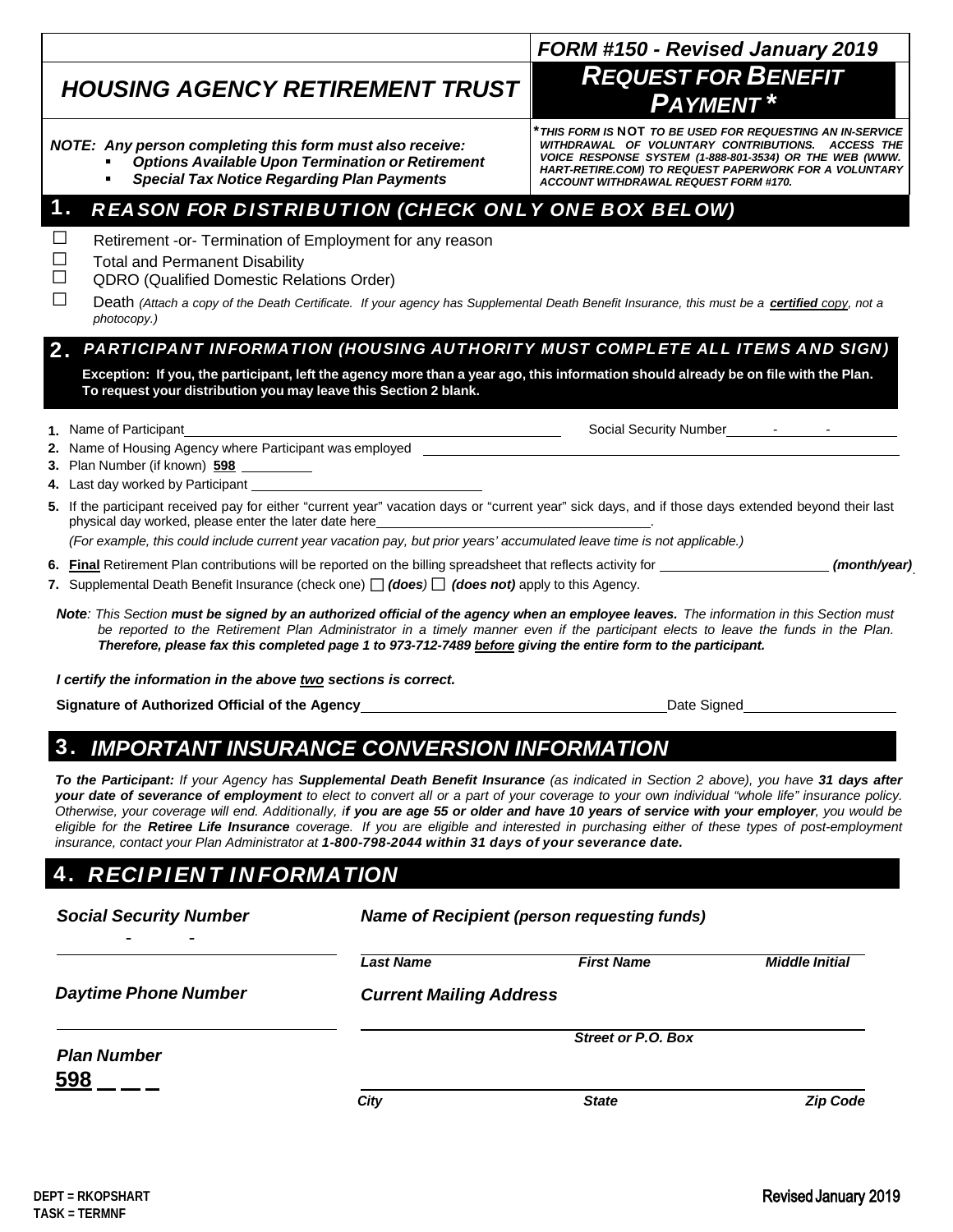**FORM #150 - Revised January 2019**

# HOUSING AGENCY RETIREMENT TRUST

## *REQUEST FOR BENEFIT PAYMENT **

***NOTE: Any person completing this form must also receive:***

- ***Options Available Upon Termination or Retirement***
- ***Special Tax Notice Regarding Plan Payments***

****THIS FORM IS NOT TO BE USED FOR REQUESTING AN IN-SERVICE WITHDRAWAL OF VOLUNTARY CONTRIBUTIONS. ACCESS THE VOICE RESPONSE SYSTEM (1-888-801-3534) OR THE WEB (WWW. HART-RETIRE.COM) TO REQUEST PAPERWORK FOR A VOLUNTARY ACCOUNT WITHDRAWAL REQUEST FORM #170.***

## 1. *REASON FOR DISTRIBUTION (CHECK ONLY ONE BOX BELOW)*

- ☐ Retirement -or- Termination of Employment for any reason
- ☐ Total and Permanent Disability
- ☐ QDRO (Qualified Domestic Relations Order)
- ☐ Death *(Attach a copy of the Death Certificate. If your agency has Supplemental Death Benefit Insurance, this must be a **certified** copy, not a photocopy.)*

## 2. *PARTICIPANT INFORMATION (HOUSING AUTHORITY MUST COMPLETE ALL ITEMS AND SIGN)*

**Exception: If you, the participant, left the agency more than a year ago, this information should already be on file with the Plan. To request your distribution you may leave this Section 2 blank.**

1. Name of Participant ______________________ Social Security Number ____-____-____
2. Name of Housing Agency where Participant was employed ______________________
3. Plan Number (if known) **598** ________
4. Last day worked by Participant ______________________
5. If the participant received pay for either "current year" vacation days or "current year" sick days, and if those days extended beyond their last physical day worked, please enter the later date here______________________.
   *(For example, this could include current year vacation pay, but prior years' accumulated leave time is not applicable.)*
6. **Final** Retirement Plan contributions will be reported on the billing spreadsheet that reflects activity for ______________ ***(month/year)***
7. Supplemental Death Benefit Insurance (check one) ☐ ***(does)*** ☐ ***(does not)*** apply to this Agency.

***Note**: This Section **must be signed by an authorized official of the agency when an employee leaves.** The information in this Section must be reported to the Retirement Plan Administrator in a timely manner even if the participant elects to leave the funds in the Plan. **Therefore, please fax this completed page 1 to 973-712-7489 <u>before</u> giving the entire form to the participant.***

***I certify the information in the above <u>two</u> sections is correct.***

**Signature of Authorized Official of the Agency** ______________________ Date Signed ______________

## 3. *IMPORTANT INSURANCE CONVERSION INFORMATION*

***To the Participant:** If your Agency has **Supplemental Death Benefit Insurance** (as indicated in Section 2 above), you have **31 days after your date of severance of employment** to elect to convert all or a part of your coverage to your own individual "whole life" insurance policy. Otherwise, your coverage will end. Additionally, i**f you are age 55 or older and have 10 years of service with your employer**, you would be eligible for the **Retiree Life Insurance** coverage. If you are eligible and interested in purchasing either of these types of post-employment insurance, contact your Plan Administrator at **1-800-798-2044 within 31 days of your severance date.***

## 4. *RECIPIENT INFORMATION*

***Social Security Number***

____-____-____

***Name of Recipient (person requesting funds)***

______________________
***Last Name*** ***First Name*** ***Middle Initial***

***Daytime Phone Number***

______________________

***Current Mailing Address***

______________________
***Street or P.O. Box***

***Plan Number***

**598** _ _ _

______________________
***City*** ***State*** ***Zip Code***

**DEPT = RKOPSHART**
**TASK = TERMNF**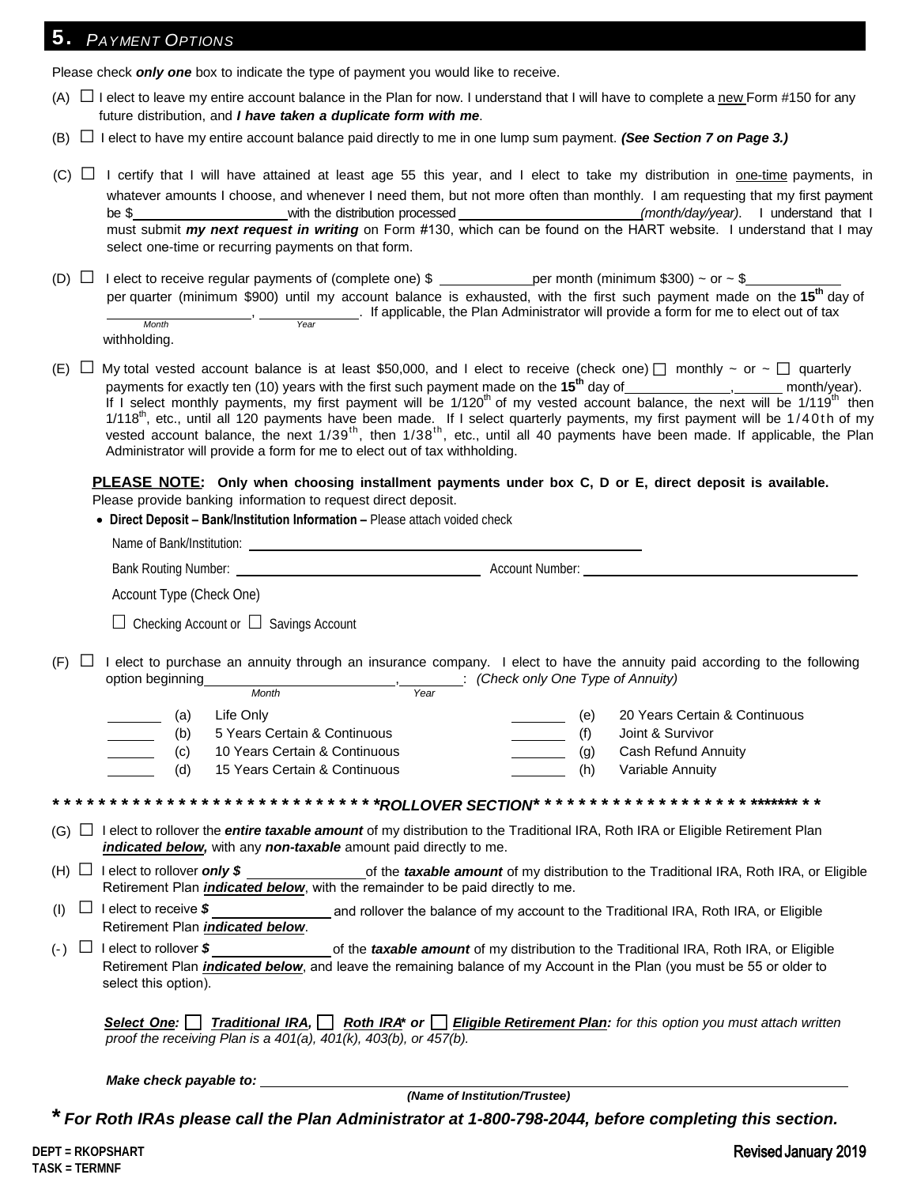## 5. *PAYMENT OPTIONS*

Please check ***only one*** box to indicate the type of payment you would like to receive.

(A) ☐ I elect to leave my entire account balance in the Plan for now. I understand that I will have to complete a new Form #150 for any future distribution, and ***I have taken a duplicate form with me***.

(B) ☐ I elect to have my entire account balance paid directly to me in one lump sum payment. ***(See Section 7 on Page 3.)***

(C) ☐ I certify that I will have attained at least age 55 this year, and I elect to take my distribution in one-time payments, in whatever amounts I choose, and whenever I need them, but not more often than monthly. I am requesting that my first payment be $\_\_\_\_\_\_\_\_\_\_\_\_\_\_\_\_ with the distribution processed \_\_\_\_\_\_\_\_\_\_\_\_\_\_\_\_\_\_\_\_ *(month/day/year)*. I understand that I must submit ***my next request in writing*** on Form #130, which can be found on the HART website. I understand that I may select one-time or recurring payments on that form.

(D) ☐ I elect to receive regular payments of (complete one) $ \_\_\_\_\_\_\_\_\_\_ per month (minimum $300) ~ or ~ $\_\_\_\_\_\_\_\_\_\_ per quarter (minimum $900) until my account balance is exhausted, with the first such payment made on the **15th** day of \_\_\_\_\_\_\_\_\_\_\_\_\_\_ (Month), \_\_\_\_\_\_\_\_\_\_ (Year). If applicable, the Plan Administrator will provide a form for me to elect out of tax withholding.

(E) ☐ My total vested account balance is at least $50,000, and I elect to receive (check one) ☐ monthly ~ or ~ ☐ quarterly payments for exactly ten (10) years with the first such payment made on the **15th** day of\_\_\_\_\_\_\_\_\_\_\_\_,\_\_\_\_\_ month/year). If I select monthly payments, my first payment will be 1/120th of my vested account balance, the next will be 1/119th then 1/118th, etc., until all 120 payments have been made. If I select quarterly payments, my first payment will be 1/40th of my vested account balance, the next 1/39th, then 1/38th, etc., until all 40 payments have been made. If applicable, the Plan Administrator will provide a form for me to elect out of tax withholding.

**PLEASE NOTE: Only when choosing installment payments under box C, D or E, direct deposit is available.** Please provide banking information to request direct deposit.

- **Direct Deposit – Bank/Institution Information –** Please attach voided check

Name of Bank/Institution: \_\_\_\_\_\_\_\_\_\_\_\_\_\_\_\_\_\_\_\_\_\_\_\_\_\_\_\_\_\_\_\_\_\_\_\_

Bank Routing Number: \_\_\_\_\_\_\_\_\_\_\_\_\_\_\_\_\_\_\_\_\_\_ Account Number: \_\_\_\_\_\_\_\_\_\_\_\_\_\_\_\_\_\_\_\_\_\_\_\_\_\_

Account Type (Check One)

☐ Checking Account or ☐ Savings Account

(F) ☐ I elect to purchase an annuity through an insurance company. I elect to have the annuity paid according to the following option beginning\_\_\_\_\_\_\_\_\_\_\_\_\_\_\_\_ (Month),\_\_\_\_\_\_\_ (Year): *(Check only One Type of Annuity)*

\_\_\_\_\_\_ (a) Life Only
\_\_\_\_\_\_ (b) 5 Years Certain & Continuous
\_\_\_\_\_\_ (c) 10 Years Certain & Continuous
\_\_\_\_\_\_ (d) 15 Years Certain & Continuous
\_\_\_\_\_\_ (e) 20 Years Certain & Continuous
\_\_\_\_\_\_ (f) Joint & Survivor
\_\_\_\_\_\_ (g) Cash Refund Annuity
\_\_\_\_\_\_ (h) Variable Annuity

**\* \* \* \* \* \* \* \* \* \* \* \* \* \* \* \* \* \* \* \* \* \* \* \* \* \* \* \* *ROLLOVER SECTION* \* \* \* \* \* \* \* \* \* \* \* \* \* \* \* \* \* \* \* \* \* \* \* \* \* \* \***

(G) ☐ I elect to rollover the ***entire taxable amount*** of my distribution to the Traditional IRA, Roth IRA or Eligible Retirement Plan ***indicated below,*** with any ***non-taxable*** amount paid directly to me.

(H) ☐ I elect to rollover ***only $*** \_\_\_\_\_\_\_\_\_\_\_\_ of the ***taxable amount*** of my distribution to the Traditional IRA, Roth IRA, or Eligible Retirement Plan ***indicated below***, with the remainder to be paid directly to me.

(I) ☐ I elect to receive ***$*** \_\_\_\_\_\_\_\_\_\_\_\_ and rollover the balance of my account to the Traditional IRA, Roth IRA, or Eligible Retirement Plan ***indicated below***.

(-) ☐ I elect to rollover ***$*** \_\_\_\_\_\_\_\_\_\_\_\_ of the ***taxable amount*** of my distribution to the Traditional IRA, Roth IRA, or Eligible Retirement Plan ***indicated below***, and leave the remaining balance of my Account in the Plan (you must be 55 or older to select this option).

***Select One:*** ☐ ***Traditional IRA,*** ☐ ***Roth IRA\* or*** ☐ ***Eligible Retirement Plan:*** *for this option you must attach written proof the receiving Plan is a 401(a), 401(k), 403(b), or 457(b).*

***Make check payable to:*** \_\_\_\_\_\_\_\_\_\_\_\_\_\_\_\_\_\_\_\_\_\_\_\_\_\_\_\_\_\_\_\_\_\_\_\_\_\_\_\_
***(Name of Institution/Trustee)***

***\* For Roth IRAs please call the Plan Administrator at 1-800-798-2044, before completing this section.***

DEPT = RKOPSHART
TASK = TERMNF

Revised January 2019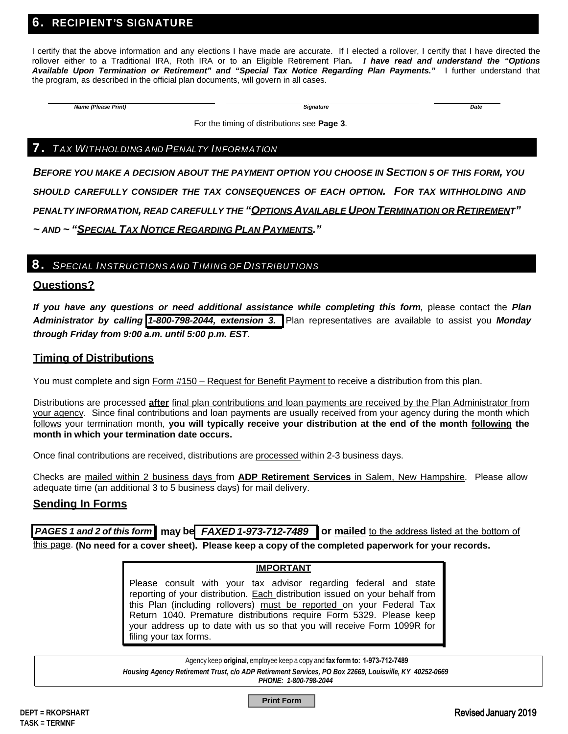## 6. RECIPIENT'S SIGNATURE

I certify that the above information and any elections I have made are accurate. If I elected a rollover, I certify that I have directed the rollover either to a Traditional IRA, Roth IRA or to an Eligible Retirement Plan. ***I have read and understand the "Options Available Upon Termination or Retirement" and "Special Tax Notice Regarding Plan Payments."*** I further understand that the program, as described in the official plan documents, will govern in all cases.

| Name (Please Print) | Signature | Date |
|---|---|---|
| | | |

For the timing of distributions see **Page 3**.

## 7. *TAX WITHHOLDING AND PENALTY INFORMATION*

***BEFORE YOU MAKE A DECISION ABOUT THE PAYMENT OPTION YOU CHOOSE IN SECTION 5 OF THIS FORM, YOU SHOULD CAREFULLY CONSIDER THE TAX CONSEQUENCES OF EACH OPTION. FOR TAX WITHHOLDING AND PENALTY INFORMATION, READ CAREFULLY THE "OPTIONS AVAILABLE UPON TERMINATION OR RETIREMENT" ~ AND ~ "SPECIAL TAX NOTICE REGARDING PLAN PAYMENTS."***

## 8. *SPECIAL INSTRUCTIONS AND TIMING OF DISTRIBUTIONS*

### Questions?

***If you have any questions or need additional assistance while completing this form****,* please contact the ***Plan Administrator by calling 1-800-798-2044, extension 3.*** Plan representatives are available to assist you ***Monday through Friday from 9:00 a.m. until 5:00 p.m. EST****.*

### Timing of Distributions

You must complete and sign Form #150 – Request for Benefit Payment to receive a distribution from this plan.

Distributions are processed **after** final plan contributions and loan payments are received by the Plan Administrator from your agency. Since final contributions and loan payments are usually received from your agency during the month which follows your termination month, **you will typically receive your distribution at the end of the month following the month in which your termination date occurs.**

Once final contributions are received, distributions are processed within 2-3 business days.

Checks are mailed within 2 business days from **ADP Retirement Services** in Salem, New Hampshire. Please allow adequate time (an additional 3 to 5 business days) for mail delivery.

### Sending In Forms

***PAGES 1 and 2 of this form*** **may be** ***FAXED 1-973-712-7489*** **or mailed** to the address listed at the bottom of this page. **(No need for a cover sheet). Please keep a copy of the completed paperwork for your records.**

**IMPORTANT**

Please consult with your tax advisor regarding federal and state reporting of your distribution. Each distribution issued on your behalf from this Plan (including rollovers) must be reported on your Federal Tax Return 1040. Premature distributions require Form 5329. Please keep your address up to date with us so that you will receive Form 1099R for filing your tax forms.

Agency keep **original**, employee keep a copy and **fax form to: 1-973-712-7489**

***Housing Agency Retirement Trust, c/o ADP Retirement Services, PO Box 22669, Louisville, KY 40252-0669***

***PHONE: 1-800-798-2044***

Print Form

**DEPT = RKOPSHART**
**TASK = TERMNF**

Revised January 2019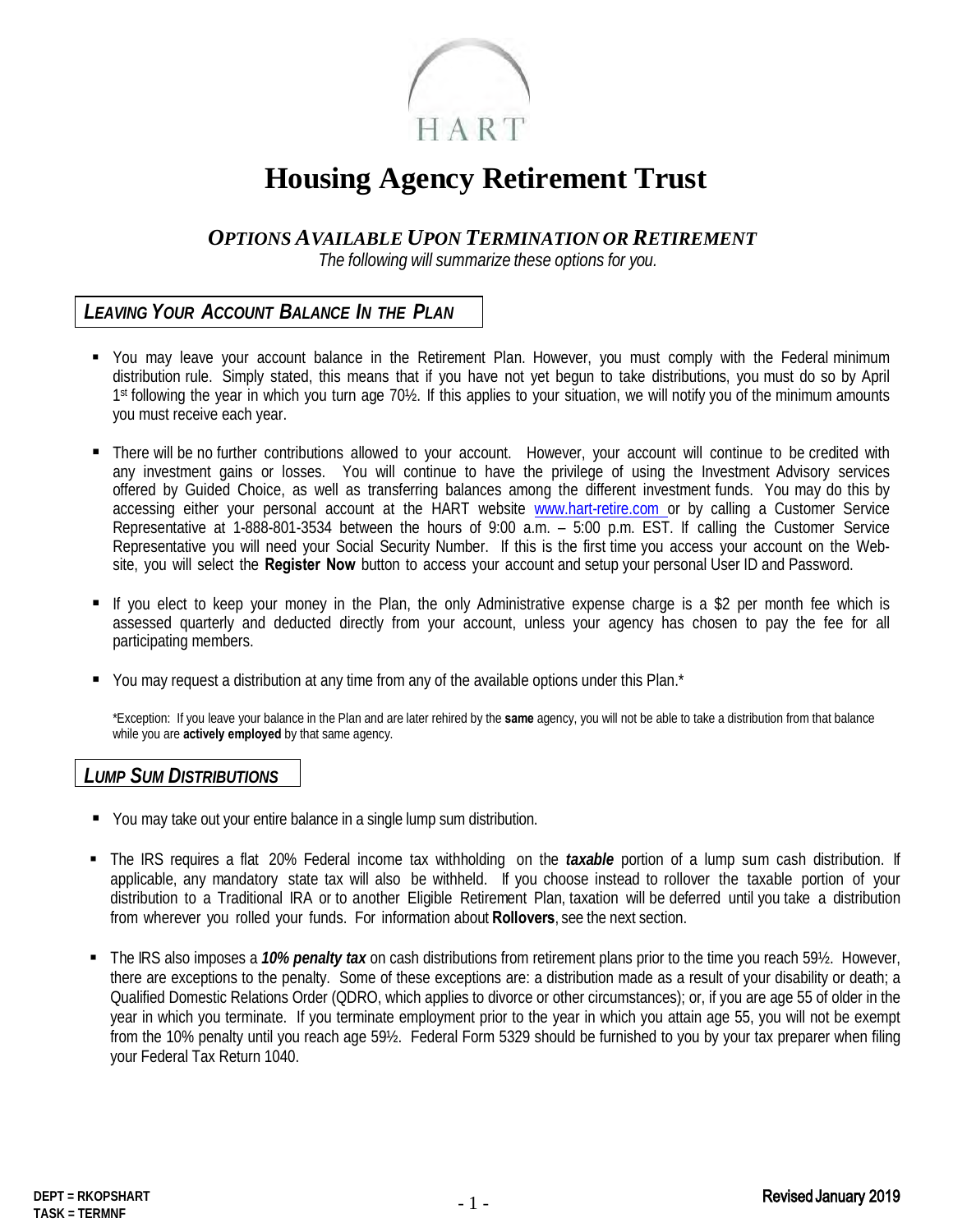HART

# Housing Agency Retirement Trust

## *OPTIONS AVAILABLE UPON TERMINATION OR RETIREMENT*

*The following will summarize these options for you.*

### *LEAVING YOUR ACCOUNT BALANCE IN THE PLAN*

- You may leave your account balance in the Retirement Plan. However, you must comply with the Federal minimum distribution rule. Simply stated, this means that if you have not yet begun to take distributions, you must do so by April 1st following the year in which you turn age 70½. If this applies to your situation, we will notify you of the minimum amounts you must receive each year.

- There will be no further contributions allowed to your account. However, your account will continue to be credited with any investment gains or losses. You will continue to have the privilege of using the Investment Advisory services offered by Guided Choice, as well as transferring balances among the different investment funds. You may do this by accessing either your personal account at the HART website www.hart-retire.com or by calling a Customer Service Representative at 1-888-801-3534 between the hours of 9:00 a.m. – 5:00 p.m. EST. If calling the Customer Service Representative you will need your Social Security Number. If this is the first time you access your account on the Web-site, you will select the **Register Now** button to access your account and setup your personal User ID and Password.

- If you elect to keep your money in the Plan, the only Administrative expense charge is a $2 per month fee which is assessed quarterly and deducted directly from your account, unless your agency has chosen to pay the fee for all participating members.

- You may request a distribution at any time from any of the available options under this Plan.*

\*Exception: If you leave your balance in the Plan and are later rehired by the **same** agency, you will not be able to take a distribution from that balance while you are **actively employed** by that same agency.

### *LUMP SUM DISTRIBUTIONS*

- You may take out your entire balance in a single lump sum distribution.

- The IRS requires a flat 20% Federal income tax withholding on the ***taxable*** portion of a lump sum cash distribution. If applicable, any mandatory state tax will also be withheld. If you choose instead to rollover the taxable portion of your distribution to a Traditional IRA or to another Eligible Retirement Plan, taxation will be deferred until you take a distribution from wherever you rolled your funds. For information about **Rollovers**, see the next section.

- The IRS also imposes a ***10% penalty tax*** on cash distributions from retirement plans prior to the time you reach 59½. However, there are exceptions to the penalty. Some of these exceptions are: a distribution made as a result of your disability or death; a Qualified Domestic Relations Order (QDRO, which applies to divorce or other circumstances); or, if you are age 55 of older in the year in which you terminate. If you terminate employment prior to the year in which you attain age 55, you will not be exempt from the 10% penalty until you reach age 59½. Federal Form 5329 should be furnished to you by your tax preparer when filing your Federal Tax Return 1040.

**DEPT = RKOPSHART**
**TASK = TERMNF**

Revised January 2019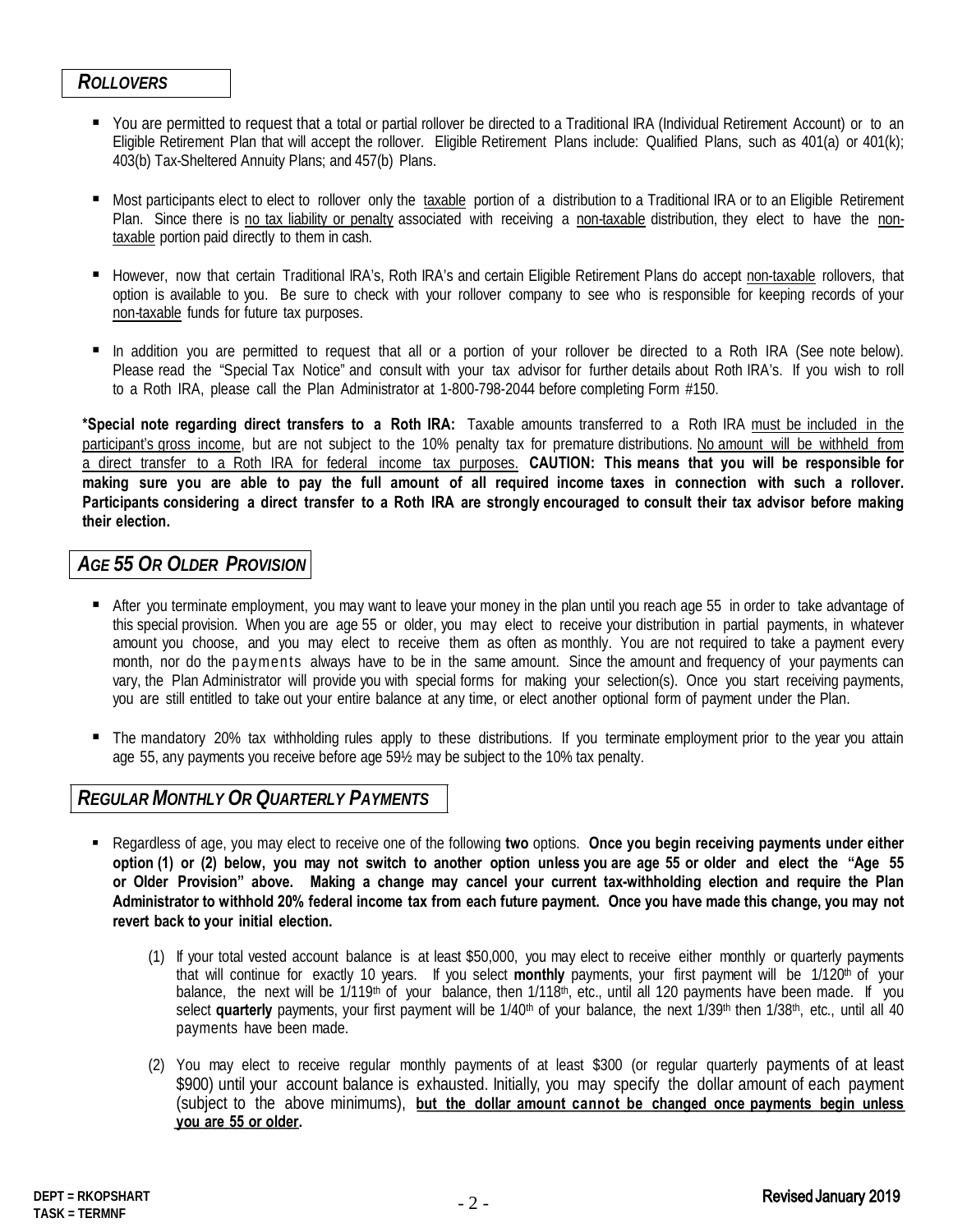## *ROLLOVERS*

- You are permitted to request that a total or partial rollover be directed to a Traditional IRA (Individual Retirement Account) or to an Eligible Retirement Plan that will accept the rollover. Eligible Retirement Plans include: Qualified Plans, such as 401(a) or 401(k); 403(b) Tax-Sheltered Annuity Plans; and 457(b) Plans.

- Most participants elect to elect to rollover only the taxable portion of a distribution to a Traditional IRA or to an Eligible Retirement Plan. Since there is no tax liability or penalty associated with receiving a non-taxable distribution, they elect to have the non-taxable portion paid directly to them in cash.

- However, now that certain Traditional IRA's, Roth IRA's and certain Eligible Retirement Plans do accept non-taxable rollovers, that option is available to you. Be sure to check with your rollover company to see who is responsible for keeping records of your non-taxable funds for future tax purposes.

- In addition you are permitted to request that all or a portion of your rollover be directed to a Roth IRA (See note below). Please read the "Special Tax Notice" and consult with your tax advisor for further details about Roth IRA's. If you wish to roll to a Roth IRA, please call the Plan Administrator at 1-800-798-2044 before completing Form #150.

**\*Special note regarding direct transfers to a Roth IRA:** Taxable amounts transferred to a Roth IRA must be included in the participant's gross income, but are not subject to the 10% penalty tax for premature distributions. No amount will be withheld from a direct transfer to a Roth IRA for federal income tax purposes. **CAUTION: This means that you will be responsible for making sure you are able to pay the full amount of all required income taxes in connection with such a rollover. Participants considering a direct transfer to a Roth IRA are strongly encouraged to consult their tax advisor before making their election.**

## *AGE 55 OR OLDER PROVISION*

- After you terminate employment, you may want to leave your money in the plan until you reach age 55 in order to take advantage of this special provision. When you are age 55 or older, you may elect to receive your distribution in partial payments, in whatever amount you choose, and you may elect to receive them as often as monthly. You are not required to take a payment every month, nor do the payments always have to be in the same amount. Since the amount and frequency of your payments can vary, the Plan Administrator will provide you with special forms for making your selection(s). Once you start receiving payments, you are still entitled to take out your entire balance at any time, or elect another optional form of payment under the Plan.

- The mandatory 20% tax withholding rules apply to these distributions. If you terminate employment prior to the year you attain age 55, any payments you receive before age 59½ may be subject to the 10% tax penalty.

## *REGULAR MONTHLY OR QUARTERLY PAYMENTS*

- Regardless of age, you may elect to receive one of the following **two** options. **Once you begin receiving payments under either option (1) or (2) below, you may not switch to another option unless you are age 55 or older and elect the "Age 55 or Older Provision" above. Making a change may cancel your current tax-withholding election and require the Plan Administrator to withhold 20% federal income tax from each future payment. Once you have made this change, you may not revert back to your initial election.**

    (1) If your total vested account balance is at least $50,000, you may elect to receive either monthly or quarterly payments that will continue for exactly 10 years. If you select **monthly** payments, your first payment will be 1/120th of your balance, the next will be 1/119th of your balance, then 1/118th, etc., until all 120 payments have been made. If you select **quarterly** payments, your first payment will be 1/40th of your balance, the next 1/39th then 1/38th, etc., until all 40 payments have been made.

    (2) You may elect to receive regular monthly payments of at least $300 (or regular quarterly payments of at least $900) until your account balance is exhausted. Initially, you may specify the dollar amount of each payment (subject to the above minimums), **but the dollar amount cannot be changed once payments begin unless you are 55 or older.**

DEPT = RKOPSHART
TASK = TERMNF

Revised January 2019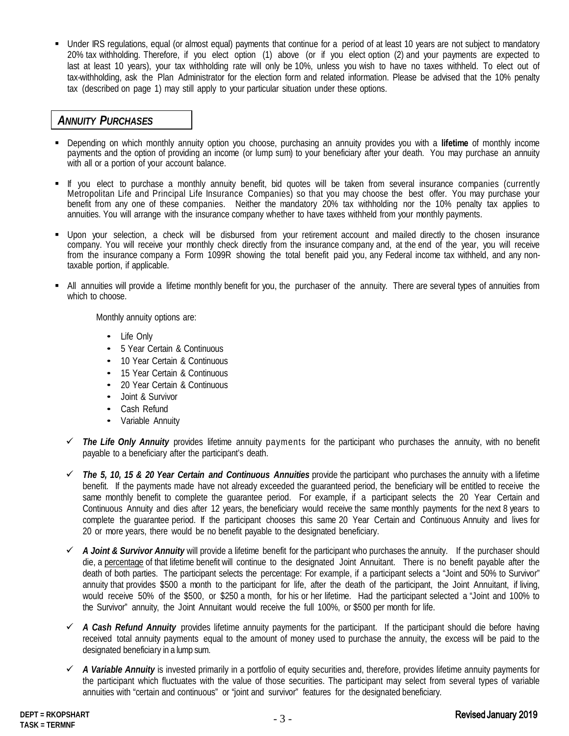- Under IRS regulations, equal (or almost equal) payments that continue for a period of at least 10 years are not subject to mandatory 20% tax withholding. Therefore, if you elect option (1) above (or if you elect option (2) and your payments are expected to last at least 10 years), your tax withholding rate will only be 10%, unless you wish to have no taxes withheld. To elect out of tax-withholding, ask the Plan Administrator for the election form and related information. Please be advised that the 10% penalty tax (described on page 1) may still apply to your particular situation under these options.

## *Annuity Purchases*

- Depending on which monthly annuity option you choose, purchasing an annuity provides you with a **lifetime** of monthly income payments and the option of providing an income (or lump sum) to your beneficiary after your death. You may purchase an annuity with all or a portion of your account balance.

- If you elect to purchase a monthly annuity benefit, bid quotes will be taken from several insurance companies (currently Metropolitan Life and Principal Life Insurance Companies) so that you may choose the best offer. You may purchase your benefit from any one of these companies. Neither the mandatory 20% tax withholding nor the 10% penalty tax applies to annuities. You will arrange with the insurance company whether to have taxes withheld from your monthly payments.

- Upon your selection, a check will be disbursed from your retirement account and mailed directly to the chosen insurance company. You will receive your monthly check directly from the insurance company and, at the end of the year, you will receive from the insurance company a Form 1099R showing the total benefit paid you, any Federal income tax withheld, and any non-taxable portion, if applicable.

- All annuities will provide a lifetime monthly benefit for you, the purchaser of the annuity. There are several types of annuities from which to choose.

  Monthly annuity options are:

  - Life Only
  - 5 Year Certain & Continuous
  - 10 Year Certain & Continuous
  - 15 Year Certain & Continuous
  - 20 Year Certain & Continuous
  - Joint & Survivor
  - Cash Refund
  - Variable Annuity

- ✓ ***The Life Only Annuity*** provides lifetime annuity payments for the participant who purchases the annuity, with no benefit payable to a beneficiary after the participant's death.

- ✓ ***The 5, 10, 15 & 20 Year Certain and Continuous Annuities*** provide the participant who purchases the annuity with a lifetime benefit. If the payments made have not already exceeded the guaranteed period, the beneficiary will be entitled to receive the same monthly benefit to complete the guarantee period. For example, if a participant selects the 20 Year Certain and Continuous Annuity and dies after 12 years, the beneficiary would receive the same monthly payments for the next 8 years to complete the guarantee period. If the participant chooses this same 20 Year Certain and Continuous Annuity and lives for 20 or more years, there would be no benefit payable to the designated beneficiary.

- ✓ ***A Joint & Survivor Annuity*** will provide a lifetime benefit for the participant who purchases the annuity. If the purchaser should die, a <u>percentage</u> of that lifetime benefit will continue to the designated Joint Annuitant. There is no benefit payable after the death of both parties. The participant selects the percentage: For example, if a participant selects a "Joint and 50% to Survivor" annuity that provides $500 a month to the participant for life, after the death of the participant, the Joint Annuitant, if living, would receive 50% of the $500, or $250 a month, for his or her lifetime. Had the participant selected a "Joint and 100% to the Survivor" annuity, the Joint Annuitant would receive the full 100%, or $500 per month for life.

- ✓ ***A Cash Refund Annuity*** provides lifetime annuity payments for the participant. If the participant should die before having received total annuity payments equal to the amount of money used to purchase the annuity, the excess will be paid to the designated beneficiary in a lump sum.

- ✓ ***A Variable Annuity*** is invested primarily in a portfolio of equity securities and, therefore, provides lifetime annuity payments for the participant which fluctuates with the value of those securities. The participant may select from several types of variable annuities with "certain and continuous" or "joint and survivor" features for the designated beneficiary.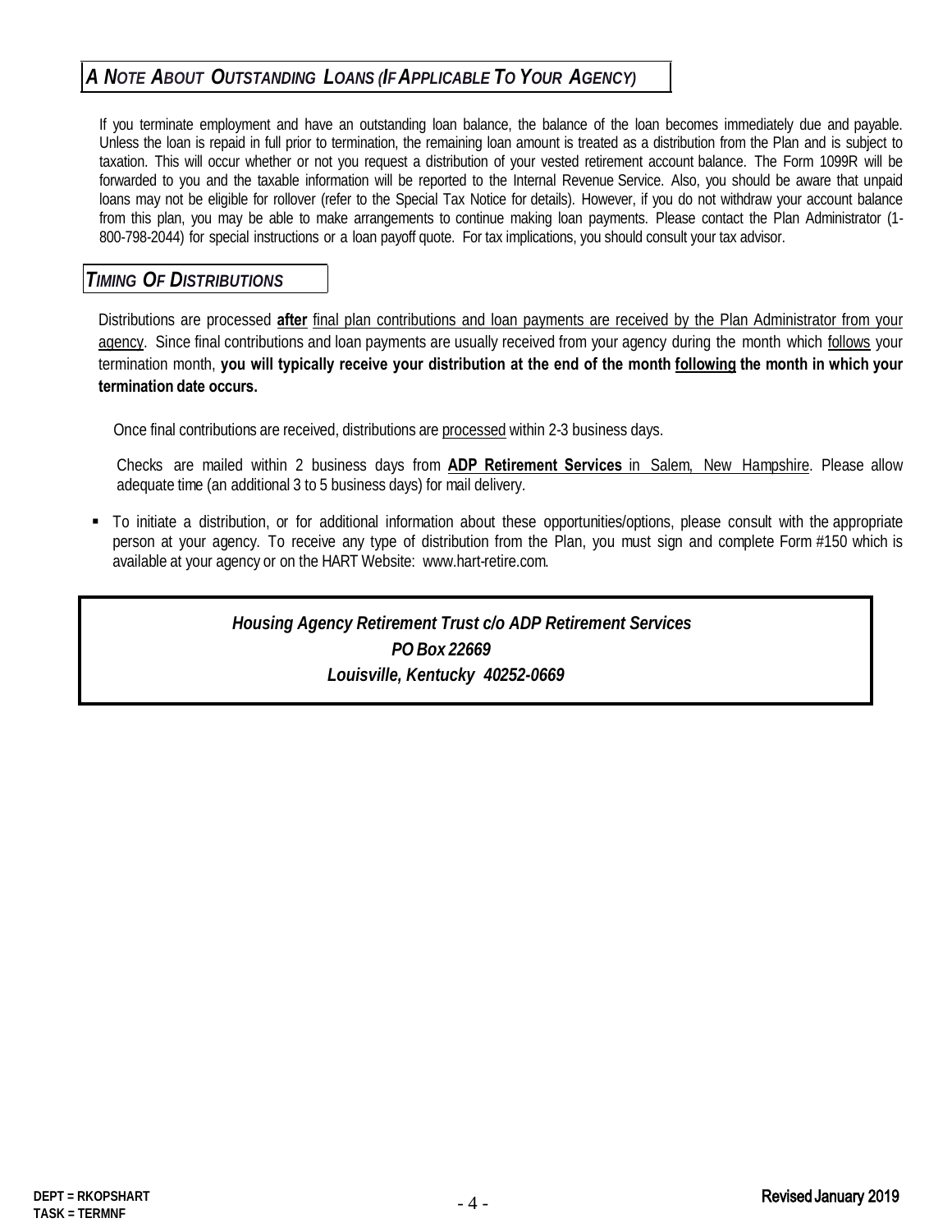## *A Note About Outstanding Loans (If Applicable To Your Agency)*

If you terminate employment and have an outstanding loan balance, the balance of the loan becomes immediately due and payable. Unless the loan is repaid in full prior to termination, the remaining loan amount is treated as a distribution from the Plan and is subject to taxation. This will occur whether or not you request a distribution of your vested retirement account balance. The Form 1099R will be forwarded to you and the taxable information will be reported to the Internal Revenue Service. Also, you should be aware that unpaid loans may not be eligible for rollover (refer to the Special Tax Notice for details). However, if you do not withdraw your account balance from this plan, you may be able to make arrangements to continue making loan payments. Please contact the Plan Administrator (1-800-798-2044) for special instructions or a loan payoff quote. For tax implications, you should consult your tax advisor.

## *Timing Of Distributions*

Distributions are processed **after** final plan contributions and loan payments are received by the Plan Administrator from your agency. Since final contributions and loan payments are usually received from your agency during the month which follows your termination month, **you will typically receive your distribution at the end of the month following the month in which your termination date occurs.**

Once final contributions are received, distributions are processed within 2-3 business days.

Checks are mailed within 2 business days from **ADP Retirement Services** in Salem, New Hampshire. Please allow adequate time (an additional 3 to 5 business days) for mail delivery.

- To initiate a distribution, or for additional information about these opportunities/options, please consult with the appropriate person at your agency. To receive any type of distribution from the Plan, you must sign and complete Form #150 which is available at your agency or on the HART Website: www.hart-retire.com.

***Housing Agency Retirement Trust c/o ADP Retirement Services***
***PO Box 22669***
***Louisville, Kentucky 40252-0669***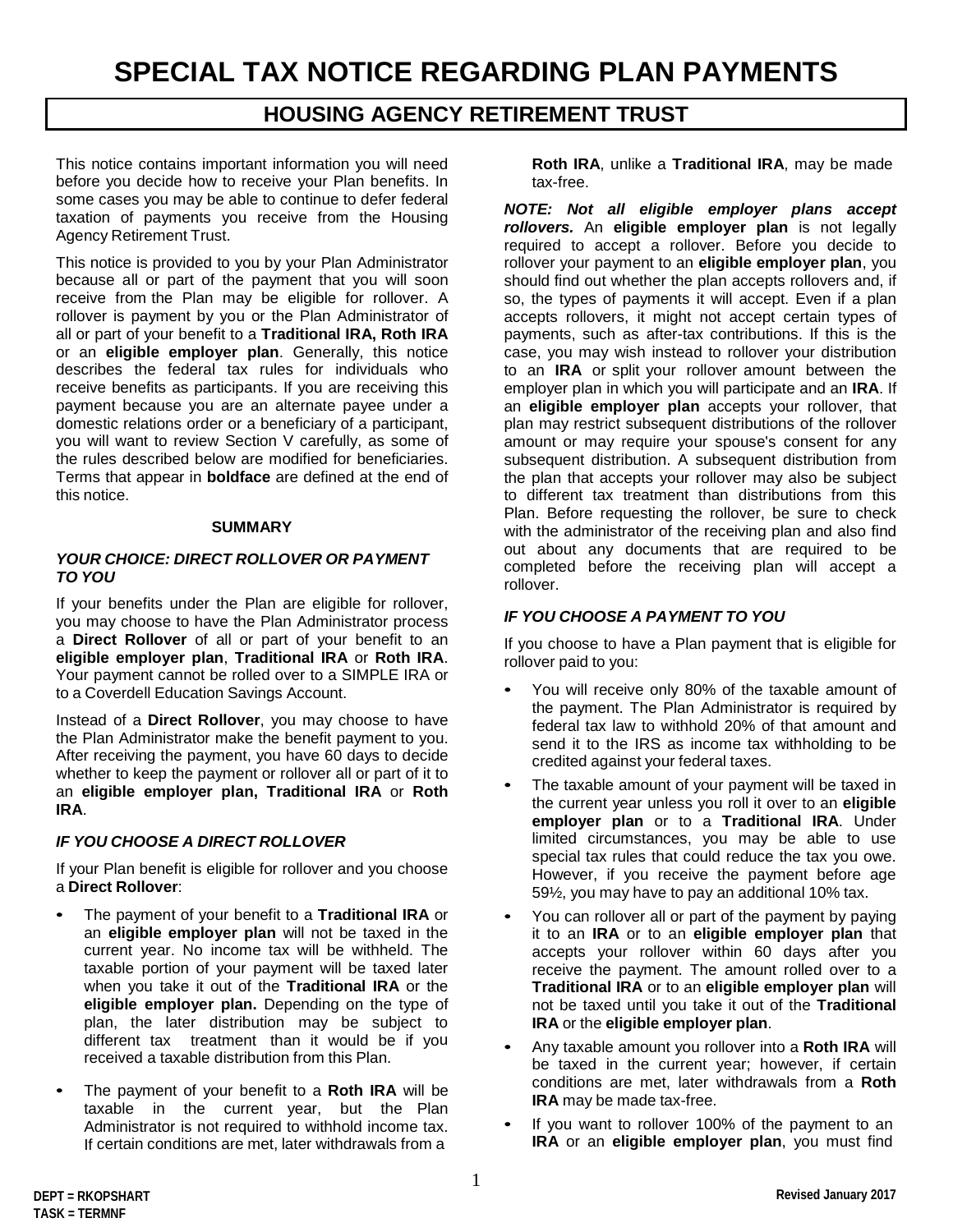# SPECIAL TAX NOTICE REGARDING PLAN PAYMENTS

## HOUSING AGENCY RETIREMENT TRUST

This notice contains important information you will need before you decide how to receive your Plan benefits. In some cases you may be able to continue to defer federal taxation of payments you receive from the Housing Agency Retirement Trust.

This notice is provided to you by your Plan Administrator because all or part of the payment that you will soon receive from the Plan may be eligible for rollover. A rollover is payment by you or the Plan Administrator of all or part of your benefit to a **Traditional IRA, Roth IRA** or an **eligible employer plan**. Generally, this notice describes the federal tax rules for individuals who receive benefits as participants. If you are receiving this payment because you are an alternate payee under a domestic relations order or a beneficiary of a participant, you will want to review Section V carefully, as some of the rules described below are modified for beneficiaries. Terms that appear in **boldface** are defined at the end of this notice.

### SUMMARY

***YOUR CHOICE: DIRECT ROLLOVER OR PAYMENT TO YOU***

If your benefits under the Plan are eligible for rollover, you may choose to have the Plan Administrator process a **Direct Rollover** of all or part of your benefit to an **eligible employer plan**, **Traditional IRA** or **Roth IRA**. Your payment cannot be rolled over to a SIMPLE IRA or to a Coverdell Education Savings Account.

Instead of a **Direct Rollover**, you may choose to have the Plan Administrator make the benefit payment to you. After receiving the payment, you have 60 days to decide whether to keep the payment or rollover all or part of it to an **eligible employer plan, Traditional IRA** or **Roth IRA**.

***IF YOU CHOOSE A DIRECT ROLLOVER***

If your Plan benefit is eligible for rollover and you choose a **Direct Rollover**:

- The payment of your benefit to a **Traditional IRA** or an **eligible employer plan** will not be taxed in the current year. No income tax will be withheld. The taxable portion of your payment will be taxed later when you take it out of the **Traditional IRA** or the **eligible employer plan.** Depending on the type of plan, the later distribution may be subject to different tax treatment than it would be if you received a taxable distribution from this Plan.
- The payment of your benefit to a **Roth IRA** will be taxable in the current year, but the Plan Administrator is not required to withhold income tax. If certain conditions are met, later withdrawals from a **Roth IRA**, unlike a **Traditional IRA**, may be made tax-free.

***NOTE: Not all eligible employer plans accept rollovers.*** An **eligible employer plan** is not legally required to accept a rollover. Before you decide to rollover your payment to an **eligible employer plan**, you should find out whether the plan accepts rollovers and, if so, the types of payments it will accept. Even if a plan accepts rollovers, it might not accept certain types of payments, such as after-tax contributions. If this is the case, you may wish instead to rollover your distribution to an **IRA** or split your rollover amount between the employer plan in which you will participate and an **IRA**. If an **eligible employer plan** accepts your rollover, that plan may restrict subsequent distributions of the rollover amount or may require your spouse's consent for any subsequent distribution. A subsequent distribution from the plan that accepts your rollover may also be subject to different tax treatment than distributions from this Plan. Before requesting the rollover, be sure to check with the administrator of the receiving plan and also find out about any documents that are required to be completed before the receiving plan will accept a rollover.

***IF YOU CHOOSE A PAYMENT TO YOU***

If you choose to have a Plan payment that is eligible for rollover paid to you:

- You will receive only 80% of the taxable amount of the payment. The Plan Administrator is required by federal tax law to withhold 20% of that amount and send it to the IRS as income tax withholding to be credited against your federal taxes.
- The taxable amount of your payment will be taxed in the current year unless you roll it over to an **eligible employer plan** or to a **Traditional IRA**. Under limited circumstances, you may be able to use special tax rules that could reduce the tax you owe. However, if you receive the payment before age 59½, you may have to pay an additional 10% tax.
- You can rollover all or part of the payment by paying it to an **IRA** or to an **eligible employer plan** that accepts your rollover within 60 days after you receive the payment. The amount rolled over to a **Traditional IRA** or to an **eligible employer plan** will not be taxed until you take it out of the **Traditional IRA** or the **eligible employer plan**.
- Any taxable amount you rollover into a **Roth IRA** will be taxed in the current year; however, if certain conditions are met, later withdrawals from a **Roth IRA** may be made tax-free.
- If you want to rollover 100% of the payment to an **IRA** or an **eligible employer plan**, you must find

DEPT = RKOPSHART
TASK = TERMNF

Revised January 2017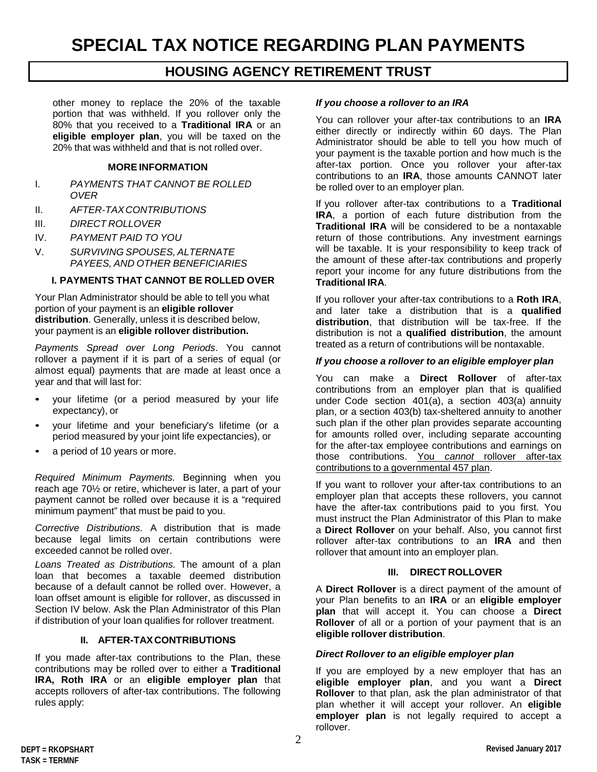other money to replace the 20% of the taxable portion that was withheld. If you rollover only the 80% that you received to a **Traditional IRA** or an **eligible employer plan**, you will be taxed on the 20% that was withheld and that is not rolled over.

### MORE INFORMATION

I. *PAYMENTS THAT CANNOT BE ROLLED OVER*

II. *AFTER-TAX CONTRIBUTIONS*

III. *DIRECT ROLLOVER*

IV. *PAYMENT PAID TO YOU*

V. *SURVIVING SPOUSES, ALTERNATE PAYEES, AND OTHER BENEFICIARIES*

### I. PAYMENTS THAT CANNOT BE ROLLED OVER

Your Plan Administrator should be able to tell you what portion of your payment is an **eligible rollover distribution**. Generally, unless it is described below, your payment is an **eligible rollover distribution.**

*Payments Spread over Long Periods*. You cannot rollover a payment if it is part of a series of equal (or almost equal) payments that are made at least once a year and that will last for:

- your lifetime (or a period measured by your life expectancy), or
- your lifetime and your beneficiary's lifetime (or a period measured by your joint life expectancies), or
- a period of 10 years or more.

*Required Minimum Payments.* Beginning when you reach age 70½ or retire, whichever is later, a part of your payment cannot be rolled over because it is a "required minimum payment" that must be paid to you.

*Corrective Distributions.* A distribution that is made because legal limits on certain contributions were exceeded cannot be rolled over.

*Loans Treated as Distributions.* The amount of a plan loan that becomes a taxable deemed distribution because of a default cannot be rolled over. However, a loan offset amount is eligible for rollover, as discussed in Section IV below. Ask the Plan Administrator of this Plan if distribution of your loan qualifies for rollover treatment.

### II. AFTER-TAX CONTRIBUTIONS

If you made after-tax contributions to the Plan, these contributions may be rolled over to either a **Traditional IRA, Roth IRA** or an **eligible employer plan** that accepts rollovers of after-tax contributions. The following rules apply:

***If you choose a rollover to an IRA***

You can rollover your after-tax contributions to an **IRA** either directly or indirectly within 60 days. The Plan Administrator should be able to tell you how much of your payment is the taxable portion and how much is the after-tax portion. Once you rollover your after-tax contributions to an **IRA**, those amounts CANNOT later be rolled over to an employer plan.

If you rollover after-tax contributions to a **Traditional IRA**, a portion of each future distribution from the **Traditional IRA** will be considered to be a nontaxable return of those contributions. Any investment earnings will be taxable. It is your responsibility to keep track of the amount of these after-tax contributions and properly report your income for any future distributions from the **Traditional IRA**.

If you rollover your after-tax contributions to a **Roth IRA**, and later take a distribution that is a **qualified distribution**, that distribution will be tax-free. If the distribution is not a **qualified distribution**, the amount treated as a return of contributions will be nontaxable.

***If you choose a rollover to an eligible employer plan***

You can make a **Direct Rollover** of after-tax contributions from an employer plan that is qualified under Code section 401(a), a section 403(a) annuity plan, or a section 403(b) tax-sheltered annuity to another such plan if the other plan provides separate accounting for amounts rolled over, including separate accounting for the after-tax employee contributions and earnings on those contributions. You *cannot* rollover after-tax contributions to a governmental 457 plan.

If you want to rollover your after-tax contributions to an employer plan that accepts these rollovers, you cannot have the after-tax contributions paid to you first. You must instruct the Plan Administrator of this Plan to make a **Direct Rollover** on your behalf. Also, you cannot first rollover after-tax contributions to an **IRA** and then rollover that amount into an employer plan.

### III. DIRECT ROLLOVER

A **Direct Rollover** is a direct payment of the amount of your Plan benefits to an **IRA** or an **eligible employer plan** that will accept it. You can choose a **Direct Rollover** of all or a portion of your payment that is an **eligible rollover distribution**.

***Direct Rollover to an eligible employer plan***

If you are employed by a new employer that has an **eligible employer plan**, and you want a **Direct Rollover** to that plan, ask the plan administrator of that plan whether it will accept your rollover. An **eligible employer plan** is not legally required to accept a rollover.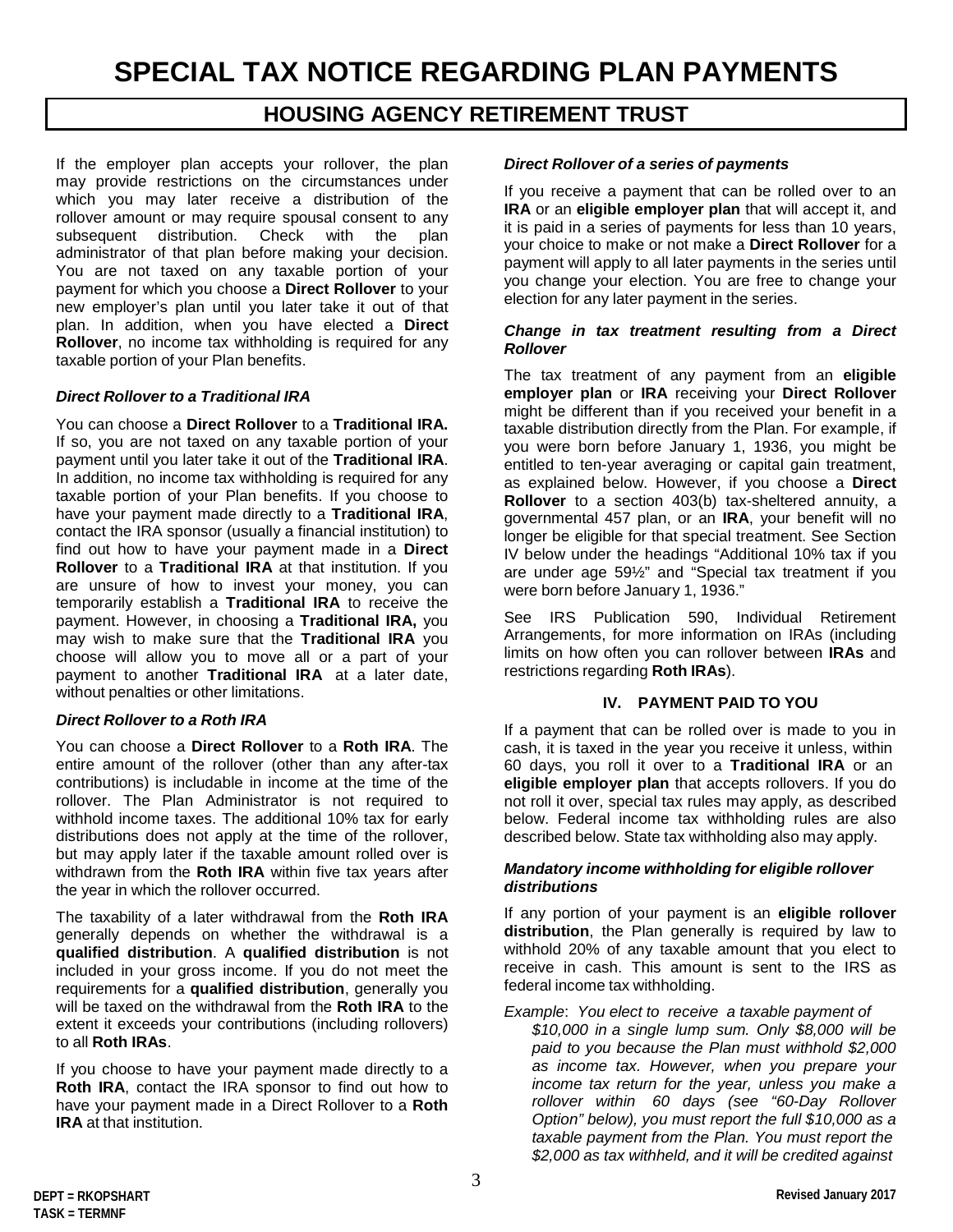# SPECIAL TAX NOTICE REGARDING PLAN PAYMENTS

## HOUSING AGENCY RETIREMENT TRUST

If the employer plan accepts your rollover, the plan may provide restrictions on the circumstances under which you may later receive a distribution of the rollover amount or may require spousal consent to any subsequent distribution. Check with the plan administrator of that plan before making your decision. You are not taxed on any taxable portion of your payment for which you choose a **Direct Rollover** to your new employer's plan until you later take it out of that plan. In addition, when you have elected a **Direct Rollover**, no income tax withholding is required for any taxable portion of your Plan benefits.

***Direct Rollover to a Traditional IRA***

You can choose a **Direct Rollover** to a **Traditional IRA.** If so, you are not taxed on any taxable portion of your payment until you later take it out of the **Traditional IRA**. In addition, no income tax withholding is required for any taxable portion of your Plan benefits. If you choose to have your payment made directly to a **Traditional IRA**, contact the IRA sponsor (usually a financial institution) to find out how to have your payment made in a **Direct Rollover** to a **Traditional IRA** at that institution. If you are unsure of how to invest your money, you can temporarily establish a **Traditional IRA** to receive the payment. However, in choosing a **Traditional IRA,** you may wish to make sure that the **Traditional IRA** you choose will allow you to move all or a part of your payment to another **Traditional IRA** at a later date, without penalties or other limitations.

***Direct Rollover to a Roth IRA***

You can choose a **Direct Rollover** to a **Roth IRA**. The entire amount of the rollover (other than any after-tax contributions) is includable in income at the time of the rollover. The Plan Administrator is not required to withhold income taxes. The additional 10% tax for early distributions does not apply at the time of the rollover, but may apply later if the taxable amount rolled over is withdrawn from the **Roth IRA** within five tax years after the year in which the rollover occurred.

The taxability of a later withdrawal from the **Roth IRA** generally depends on whether the withdrawal is a **qualified distribution**. A **qualified distribution** is not included in your gross income. If you do not meet the requirements for a **qualified distribution**, generally you will be taxed on the withdrawal from the **Roth IRA** to the extent it exceeds your contributions (including rollovers) to all **Roth IRAs**.

If you choose to have your payment made directly to a **Roth IRA**, contact the IRA sponsor to find out how to have your payment made in a Direct Rollover to a **Roth IRA** at that institution.

***Direct Rollover of a series of payments***

If you receive a payment that can be rolled over to an **IRA** or an **eligible employer plan** that will accept it, and it is paid in a series of payments for less than 10 years, your choice to make or not make a **Direct Rollover** for a payment will apply to all later payments in the series until you change your election. You are free to change your election for any later payment in the series.

***Change in tax treatment resulting from a Direct Rollover***

The tax treatment of any payment from an **eligible employer plan** or **IRA** receiving your **Direct Rollover** might be different than if you received your benefit in a taxable distribution directly from the Plan. For example, if you were born before January 1, 1936, you might be entitled to ten-year averaging or capital gain treatment, as explained below. However, if you choose a **Direct Rollover** to a section 403(b) tax-sheltered annuity, a governmental 457 plan, or an **IRA**, your benefit will no longer be eligible for that special treatment. See Section IV below under the headings "Additional 10% tax if you are under age 59½" and "Special tax treatment if you were born before January 1, 1936."

See IRS Publication 590, Individual Retirement Arrangements, for more information on IRAs (including limits on how often you can rollover between **IRAs** and restrictions regarding **Roth IRAs**).

### IV. PAYMENT PAID TO YOU

If a payment that can be rolled over is made to you in cash, it is taxed in the year you receive it unless, within 60 days, you roll it over to a **Traditional IRA** or an **eligible employer plan** that accepts rollovers. If you do not roll it over, special tax rules may apply, as described below. Federal income tax withholding rules are also described below. State tax withholding also may apply.

***Mandatory income withholding for eligible rollover distributions***

If any portion of your payment is an **eligible rollover distribution**, the Plan generally is required by law to withhold 20% of any taxable amount that you elect to receive in cash. This amount is sent to the IRS as federal income tax withholding.

*Example: You elect to receive a taxable payment of $10,000 in a single lump sum. Only $8,000 will be paid to you because the Plan must withhold $2,000 as income tax. However, when you prepare your income tax return for the year, unless you make a rollover within 60 days (see "60-Day Rollover Option" below), you must report the full $10,000 as a taxable payment from the Plan. You must report the $2,000 as tax withheld, and it will be credited against*

DEPT = RKOPSHART
TASK = TERMNF

Revised January 2017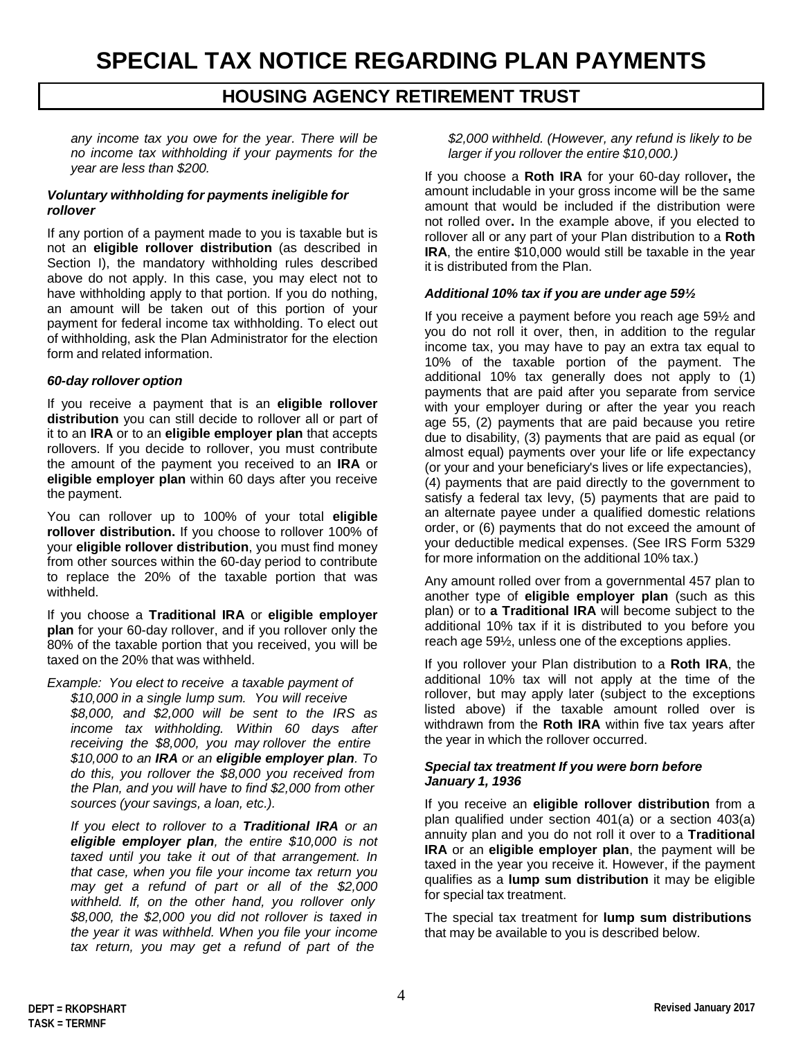*any income tax you owe for the year. There will be no income tax withholding if your payments for the year are less than $200.*

***Voluntary withholding for payments ineligible for rollover***

If any portion of a payment made to you is taxable but is not an **eligible rollover distribution** (as described in Section I), the mandatory withholding rules described above do not apply. In this case, you may elect not to have withholding apply to that portion. If you do nothing, an amount will be taken out of this portion of your payment for federal income tax withholding. To elect out of withholding, ask the Plan Administrator for the election form and related information.

***60-day rollover option***

If you receive a payment that is an **eligible rollover distribution** you can still decide to rollover all or part of it to an **IRA** or to an **eligible employer plan** that accepts rollovers. If you decide to rollover, you must contribute the amount of the payment you received to an **IRA** or **eligible employer plan** within 60 days after you receive the payment.

You can rollover up to 100% of your total **eligible rollover distribution.** If you choose to rollover 100% of your **eligible rollover distribution**, you must find money from other sources within the 60-day period to contribute to replace the 20% of the taxable portion that was withheld.

If you choose a **Traditional IRA** or **eligible employer plan** for your 60-day rollover, and if you rollover only the 80% of the taxable portion that you received, you will be taxed on the 20% that was withheld.

*Example: You elect to receive a taxable payment of $10,000 in a single lump sum. You will receive $8,000, and $2,000 will be sent to the IRS as income tax withholding. Within 60 days after receiving the $8,000, you may rollover the entire $10,000 to an **IRA** or an **eligible employer plan**. To do this, you rollover the $8,000 you received from the Plan, and you will have to find $2,000 from other sources (your savings, a loan, etc.).*

*If you elect to rollover to a **Traditional IRA** or an **eligible employer plan**, the entire $10,000 is not taxed until you take it out of that arrangement. In that case, when you file your income tax return you may get a refund of part or all of the $2,000 withheld. If, on the other hand, you rollover only $8,000, the $2,000 you did not rollover is taxed in the year it was withheld. When you file your income tax return, you may get a refund of part of the $2,000 withheld. (However, any refund is likely to be larger if you rollover the entire $10,000.)*

If you choose a **Roth IRA** for your 60-day rollover**,** the amount includable in your gross income will be the same amount that would be included if the distribution were not rolled over**.** In the example above, if you elected to rollover all or any part of your Plan distribution to a **Roth IRA**, the entire $10,000 would still be taxable in the year it is distributed from the Plan.

***Additional 10% tax if you are under age 59½***

If you receive a payment before you reach age 59½ and you do not roll it over, then, in addition to the regular income tax, you may have to pay an extra tax equal to 10% of the taxable portion of the payment. The additional 10% tax generally does not apply to (1) payments that are paid after you separate from service with your employer during or after the year you reach age 55, (2) payments that are paid because you retire due to disability, (3) payments that are paid as equal (or almost equal) payments over your life or life expectancy (or your and your beneficiary's lives or life expectancies), (4) payments that are paid directly to the government to satisfy a federal tax levy, (5) payments that are paid to an alternate payee under a qualified domestic relations order, or (6) payments that do not exceed the amount of your deductible medical expenses. (See IRS Form 5329 for more information on the additional 10% tax.)

Any amount rolled over from a governmental 457 plan to another type of **eligible employer plan** (such as this plan) or to **a Traditional IRA** will become subject to the additional 10% tax if it is distributed to you before you reach age 59½, unless one of the exceptions applies.

If you rollover your Plan distribution to a **Roth IRA**, the additional 10% tax will not apply at the time of the rollover, but may apply later (subject to the exceptions listed above) if the taxable amount rolled over is withdrawn from the **Roth IRA** within five tax years after the year in which the rollover occurred.

***Special tax treatment If you were born before January 1, 1936***

If you receive an **eligible rollover distribution** from a plan qualified under section 401(a) or a section 403(a) annuity plan and you do not roll it over to a **Traditional IRA** or an **eligible employer plan**, the payment will be taxed in the year you receive it. However, if the payment qualifies as a **lump sum distribution** it may be eligible for special tax treatment.

The special tax treatment for **lump sum distributions** that may be available to you is described below.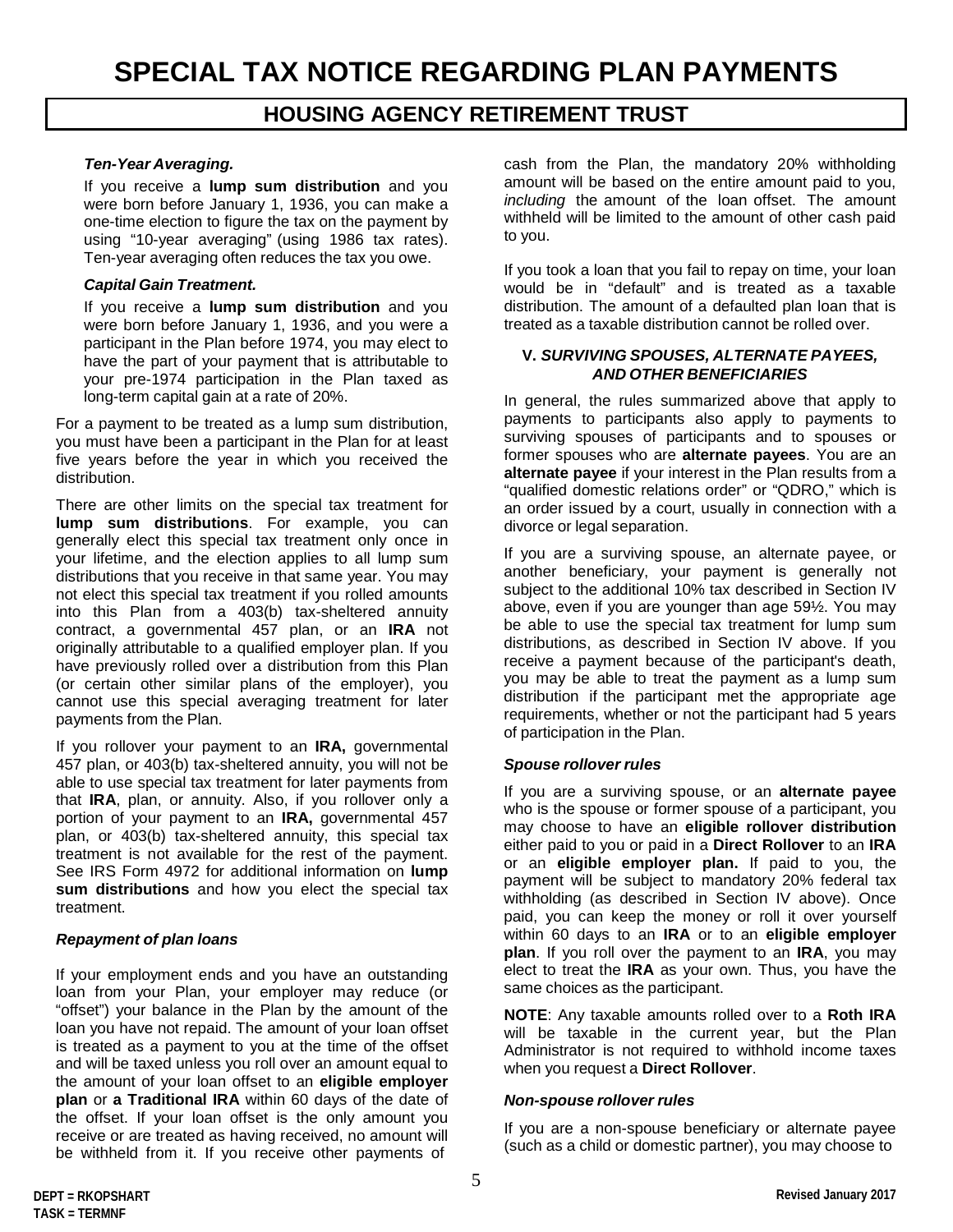# SPECIAL TAX NOTICE REGARDING PLAN PAYMENTS

## HOUSING AGENCY RETIREMENT TRUST

***Ten-Year Averaging.***

If you receive a **lump sum distribution** and you were born before January 1, 1936, you can make a one-time election to figure the tax on the payment by using "10-year averaging" (using 1986 tax rates). Ten-year averaging often reduces the tax you owe.

***Capital Gain Treatment.***

If you receive a **lump sum distribution** and you were born before January 1, 1936, and you were a participant in the Plan before 1974, you may elect to have the part of your payment that is attributable to your pre-1974 participation in the Plan taxed as long-term capital gain at a rate of 20%.

For a payment to be treated as a lump sum distribution, you must have been a participant in the Plan for at least five years before the year in which you received the distribution.

There are other limits on the special tax treatment for **lump sum distributions**. For example, you can generally elect this special tax treatment only once in your lifetime, and the election applies to all lump sum distributions that you receive in that same year. You may not elect this special tax treatment if you rolled amounts into this Plan from a 403(b) tax-sheltered annuity contract, a governmental 457 plan, or an **IRA** not originally attributable to a qualified employer plan. If you have previously rolled over a distribution from this Plan (or certain other similar plans of the employer), you cannot use this special averaging treatment for later payments from the Plan.

If you rollover your payment to an **IRA,** governmental 457 plan, or 403(b) tax-sheltered annuity, you will not be able to use special tax treatment for later payments from that **IRA**, plan, or annuity. Also, if you rollover only a portion of your payment to an **IRA,** governmental 457 plan, or 403(b) tax-sheltered annuity, this special tax treatment is not available for the rest of the payment. See IRS Form 4972 for additional information on **lump sum distributions** and how you elect the special tax treatment.

***Repayment of plan loans***

If your employment ends and you have an outstanding loan from your Plan, your employer may reduce (or "offset") your balance in the Plan by the amount of the loan you have not repaid. The amount of your loan offset is treated as a payment to you at the time of the offset and will be taxed unless you roll over an amount equal to the amount of your loan offset to an **eligible employer plan** or **a Traditional IRA** within 60 days of the date of the offset. If your loan offset is the only amount you receive or are treated as having received, no amount will be withheld from it. If you receive other payments of cash from the Plan, the mandatory 20% withholding amount will be based on the entire amount paid to you, *including* the amount of the loan offset. The amount withheld will be limited to the amount of other cash paid to you.

If you took a loan that you fail to repay on time, your loan would be in "default" and is treated as a taxable distribution. The amount of a defaulted plan loan that is treated as a taxable distribution cannot be rolled over.

### V. *SURVIVING SPOUSES, ALTERNATE PAYEES, AND OTHER BENEFICIARIES*

In general, the rules summarized above that apply to payments to participants also apply to payments to surviving spouses of participants and to spouses or former spouses who are **alternate payees**. You are an **alternate payee** if your interest in the Plan results from a "qualified domestic relations order" or "QDRO," which is an order issued by a court, usually in connection with a divorce or legal separation.

If you are a surviving spouse, an alternate payee, or another beneficiary, your payment is generally not subject to the additional 10% tax described in Section IV above, even if you are younger than age 59½. You may be able to use the special tax treatment for lump sum distributions, as described in Section IV above. If you receive a payment because of the participant's death, you may be able to treat the payment as a lump sum distribution if the participant met the appropriate age requirements, whether or not the participant had 5 years of participation in the Plan.

***Spouse rollover rules***

If you are a surviving spouse, or an **alternate payee** who is the spouse or former spouse of a participant, you may choose to have an **eligible rollover distribution** either paid to you or paid in a **Direct Rollover** to an **IRA** or an **eligible employer plan.** If paid to you, the payment will be subject to mandatory 20% federal tax withholding (as described in Section IV above). Once paid, you can keep the money or roll it over yourself within 60 days to an **IRA** or to an **eligible employer plan**. If you roll over the payment to an **IRA**, you may elect to treat the **IRA** as your own. Thus, you have the same choices as the participant.

**NOTE**: Any taxable amounts rolled over to a **Roth IRA** will be taxable in the current year, but the Plan Administrator is not required to withhold income taxes when you request a **Direct Rollover**.

***Non-spouse rollover rules***

If you are a non-spouse beneficiary or alternate payee (such as a child or domestic partner), you may choose to

DEPT = RKOPSHART
TASK = TERMNF

Revised January 2017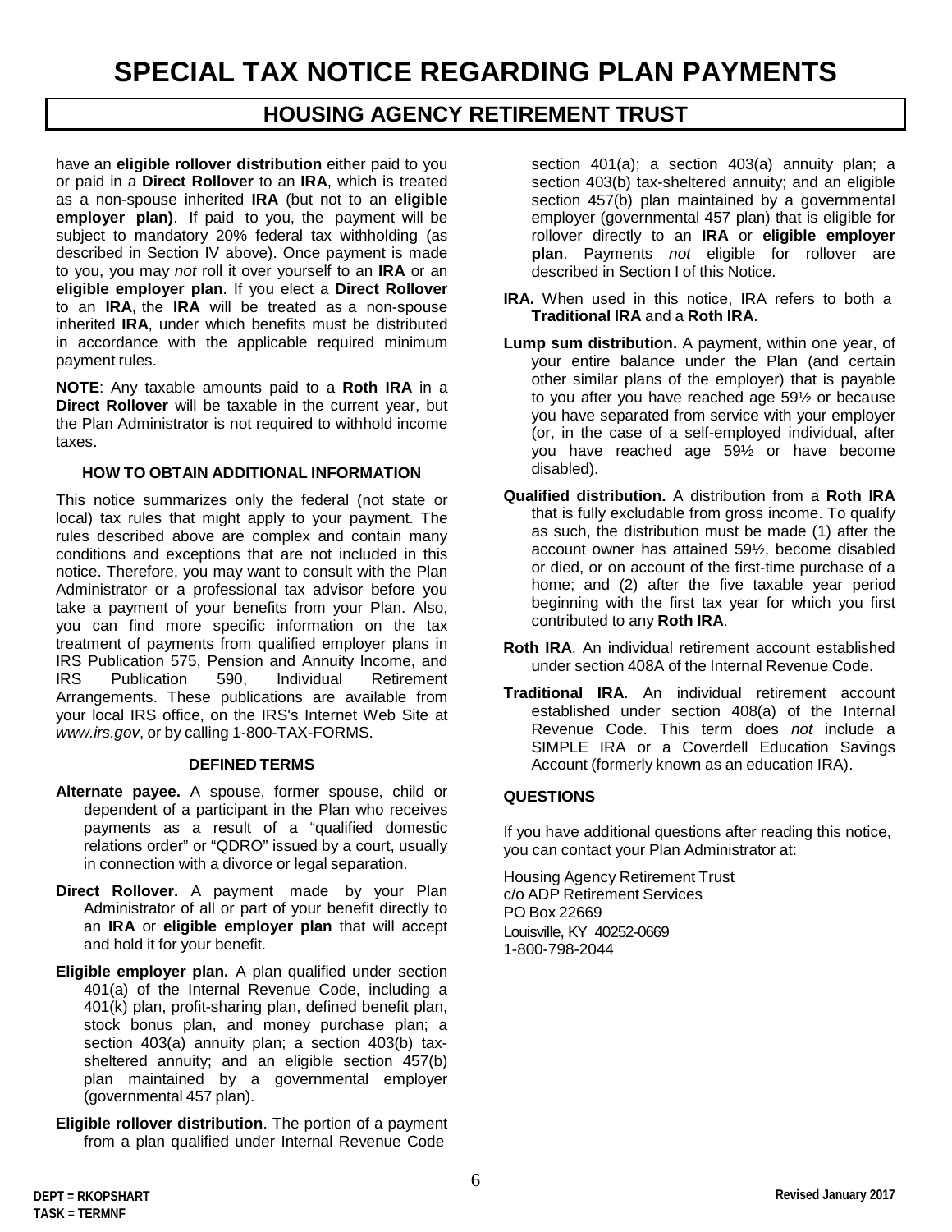have an **eligible rollover distribution** either paid to you or paid in a **Direct Rollover** to an **IRA**, which is treated as a non-spouse inherited **IRA** (but not to an **eligible employer plan)**. If paid to you, the payment will be subject to mandatory 20% federal tax withholding (as described in Section IV above). Once payment is made to you, you may *not* roll it over yourself to an **IRA** or an **eligible employer plan**. If you elect a **Direct Rollover** to an **IRA**, the **IRA** will be treated as a non-spouse inherited **IRA**, under which benefits must be distributed in accordance with the applicable required minimum payment rules.

**NOTE**: Any taxable amounts paid to a **Roth IRA** in a **Direct Rollover** will be taxable in the current year, but the Plan Administrator is not required to withhold income taxes.

#### HOW TO OBTAIN ADDITIONAL INFORMATION

This notice summarizes only the federal (not state or local) tax rules that might apply to your payment. The rules described above are complex and contain many conditions and exceptions that are not included in this notice. Therefore, you may want to consult with the Plan Administrator or a professional tax advisor before you take a payment of your benefits from your Plan. Also, you can find more specific information on the tax treatment of payments from qualified employer plans in IRS Publication 575, Pension and Annuity Income, and IRS Publication 590, Individual Retirement Arrangements. These publications are available from your local IRS office, on the IRS's Internet Web Site at *www.irs.gov*, or by calling 1-800-TAX-FORMS.

#### DEFINED TERMS

**Alternate payee.** A spouse, former spouse, child or dependent of a participant in the Plan who receives payments as a result of a "qualified domestic relations order" or "QDRO" issued by a court, usually in connection with a divorce or legal separation.

**Direct Rollover.** A payment made by your Plan Administrator of all or part of your benefit directly to an **IRA** or **eligible employer plan** that will accept and hold it for your benefit.

**Eligible employer plan.** A plan qualified under section 401(a) of the Internal Revenue Code, including a 401(k) plan, profit-sharing plan, defined benefit plan, stock bonus plan, and money purchase plan; a section 403(a) annuity plan; a section 403(b) tax-sheltered annuity; and an eligible section 457(b) plan maintained by a governmental employer (governmental 457 plan).

**Eligible rollover distribution**. The portion of a payment from a plan qualified under Internal Revenue Code section 401(a); a section 403(a) annuity plan; a section 403(b) tax-sheltered annuity; and an eligible section 457(b) plan maintained by a governmental employer (governmental 457 plan) that is eligible for rollover directly to an **IRA** or **eligible employer plan**. Payments *not* eligible for rollover are described in Section I of this Notice.

**IRA.** When used in this notice, IRA refers to both a **Traditional IRA** and a **Roth IRA**.

**Lump sum distribution.** A payment, within one year, of your entire balance under the Plan (and certain other similar plans of the employer) that is payable to you after you have reached age 59½ or because you have separated from service with your employer (or, in the case of a self-employed individual, after you have reached age 59½ or have become disabled).

**Qualified distribution.** A distribution from a **Roth IRA** that is fully excludable from gross income. To qualify as such, the distribution must be made (1) after the account owner has attained 59½, become disabled or died, or on account of the first-time purchase of a home; and (2) after the five taxable year period beginning with the first tax year for which you first contributed to any **Roth IRA**.

**Roth IRA**. An individual retirement account established under section 408A of the Internal Revenue Code.

**Traditional IRA**. An individual retirement account established under section 408(a) of the Internal Revenue Code. This term does *not* include a SIMPLE IRA or a Coverdell Education Savings Account (formerly known as an education IRA).

#### QUESTIONS

If you have additional questions after reading this notice, you can contact your Plan Administrator at:

Housing Agency Retirement Trust
c/o ADP Retirement Services
PO Box 22669
Louisville, KY 40252-0669
1-800-798-2044